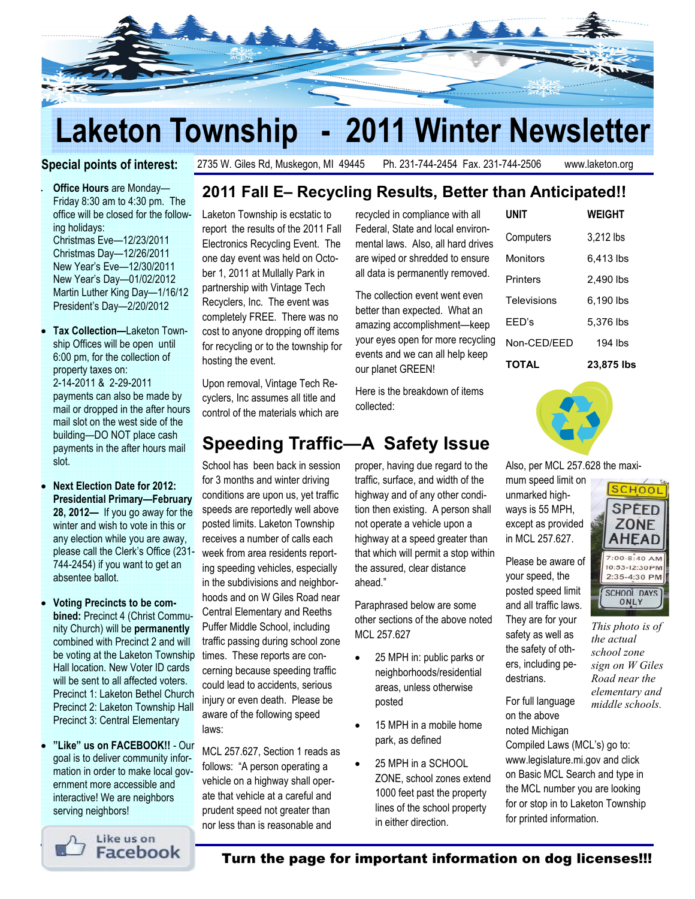# Laketon Township - 2011 Winter Newsletter

2735 W. Giles Rd, Muskegon, MI 49445 Ph. 231-744-2454 Fax. 231-744-2506 www.laketon.org

## Special points of interest:

- **Office Hours** are Monday—Friday 8:30 am to 4:30 pm. The office will be closed for the following holidays:
  Christmas Eve—12/23/2011
  Christmas Day—12/26/2011
  New Year's Eve—12/30/2011
  New Year's Day—01/02/2012
  Martin Luther King Day—1/16/12
  President's Day—2/20/2012
- **Tax Collection—**Laketon Township Offices will be open until 6:00 pm, for the collection of property taxes on: 2-14-2011 & 2-29-2011 payments can also be made by mail or dropped in the after hours mail slot on the west side of the building—DO NOT place cash payments in the after hours mail slot.
- **Next Election Date for 2012: Presidential Primary—February 28, 2012—** If you go away for the winter and wish to vote in this or any election while you are away, please call the Clerk's Office (231-744-2454) if you want to get an absentee ballot.
- **Voting Precincts to be combined:** Precinct 4 (Christ Community Church) will be **permanently** combined with Precinct 2 and will be voting at the Laketon Township Hall location. New Voter ID cards will be sent to all affected voters.
  Precinct 1: Laketon Bethel Church
  Precinct 2: Laketon Township Hall
  Precinct 3: Central Elementary
- **"Like" us on FACEBOOK!!** - Our goal is to deliver community information in order to make local government more accessible and interactive! We are neighbors serving neighbors!

Like us on Facebook

## 2011 Fall E– Recycling Results, Better than Anticipated!!

Laketon Township is ecstatic to report the results of the 2011 Fall Electronics Recycling Event. The one day event was held on October 1, 2011 at Mullally Park in partnership with Vintage Tech Recyclers, Inc. The event was completely FREE. There was no cost to anyone dropping off items for recycling or to the township for hosting the event.

Upon removal, Vintage Tech Recyclers, Inc assumes all title and control of the materials which are recycled in compliance with all Federal, State and local environmental laws. Also, all hard drives are wiped or shredded to ensure all data is permanently removed.

The collection event went even better than expected. What an amazing accomplishment—keep your eyes open for more recycling events and we can all help keep our planet GREEN!

Here is the breakdown of items collected:

| UNIT | WEIGHT |
|---|---|
| Computers | 3,212 lbs |
| Monitors | 6,413 lbs |
| Printers | 2,490 lbs |
| Televisions | 6,190 lbs |
| EED's | 5,376 lbs |
| Non-CED/EED | 194 lbs |
| **TOTAL** | **23,875 lbs** |

## Speeding Traffic—A Safety Issue

School has been back in session for 3 months and winter driving conditions are upon us, yet traffic speeds are reportedly well above posted limits. Laketon Township receives a number of calls each week from area residents reporting speeding vehicles, especially in the subdivisions and neighborhoods and on W Giles Road near Central Elementary and Reeths Puffer Middle School, including traffic passing during school zone times. These reports are concerning because speeding traffic could lead to accidents, serious injury or even death. Please be aware of the following speed laws:

MCL 257.627, Section 1 reads as follows: "A person operating a vehicle on a highway shall operate that vehicle at a careful and prudent speed not greater than nor less than is reasonable and proper, having due regard to the traffic, surface, and width of the highway and of any other condition then existing. A person shall not operate a vehicle upon a highway at a speed greater than that which will permit a stop within the assured, clear distance ahead."

Paraphrased below are some other sections of the above noted MCL 257.627

- 25 MPH in: public parks or neighborhoods/residential areas, unless otherwise posted
- 15 MPH in a mobile home park, as defined
- 25 MPH in a SCHOOL ZONE, school zones extend 1000 feet past the property lines of the school property in either direction.

Also, per MCL 257.628 the maximum speed limit on unmarked highways is 55 MPH, except as provided in MCL 257.627.

Please be aware of your speed, the posted speed limit and all traffic laws. They are for your safety as well as the safety of others, including pedestrians.

For full language on the above noted Michigan Compiled Laws (MCL's) go to: www.legislature.mi.gov and click on Basic MCL Search and type in the MCL number you are looking for or stop in to Laketon Township for printed information.

SCHOOL SPEED ZONE AHEAD
7:00-8:40 AM
10:53-12:30 PM
2:35-4:30 PM
SCHOOL DAYS ONLY

*This photo is of the actual school zone sign on W Giles Road near the elementary and middle schools.*

**Turn the page for important information on dog licenses!!!**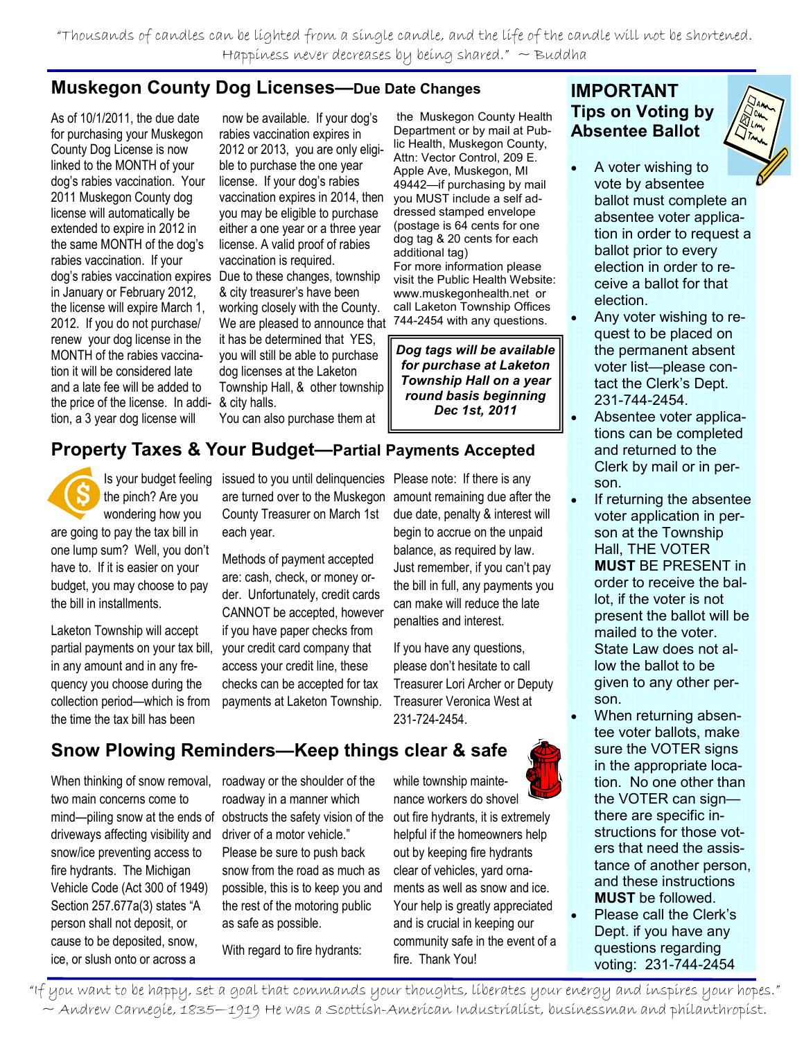"Thousands of candles can be lighted from a single candle, and the life of the candle will not be shortened. Happiness never decreases by being shared." ~ Buddha

## Muskegon County Dog Licenses—Due Date Changes

As of 10/1/2011, the due date for purchasing your Muskegon County Dog License is now linked to the MONTH of your dog's rabies vaccination. Your 2011 Muskegon County dog license will automatically be extended to expire in 2012 in the same MONTH of the dog's rabies vaccination. If your dog's rabies vaccination expires in January or February 2012, the license will expire March 1, 2012. If you do not purchase/ renew your dog license in the MONTH of the rabies vaccination it will be considered late and a late fee will be added to the price of the license. In addition, a 3 year dog license will now be available. If your dog's rabies vaccination expires in 2012 or 2013, you are only eligible to purchase the one year license. If your dog's rabies vaccination expires in 2014, then you may be eligible to purchase either a one year or a three year license. A valid proof of rabies vaccination is required.

Due to these changes, township & city treasurer's have been working closely with the County. We are pleased to announce that it has be determined that YES, you will still be able to purchase dog licenses at the Laketon Township Hall, & other township & city halls.

You can also purchase them at the Muskegon County Health Department or by mail at Public Health, Muskegon County, Attn: Vector Control, 209 E. Apple Ave, Muskegon, MI 49442—if purchasing by mail you MUST include a self addressed stamped envelope (postage is 64 cents for one dog tag & 20 cents for each additional tag)

For more information please visit the Public Health Website: www.muskegonhealth.net or call Laketon Township Offices 744-2454 with any questions.

***Dog tags will be available for purchase at Laketon Township Hall on a year round basis beginning Dec 1st, 2011***

## Property Taxes & Your Budget—Partial Payments Accepted

Is your budget feeling the pinch? Are you wondering how you are going to pay the tax bill in one lump sum? Well, you don't have to. If it is easier on your budget, you may choose to pay the bill in installments.

Laketon Township will accept partial payments on your tax bill, in any amount and in any frequency you choose during the collection period—which is from the time the tax bill has been issued to you until delinquencies are turned over to the Muskegon County Treasurer on March 1st each year.

Methods of payment accepted are: cash, check, or money order. Unfortunately, credit cards CANNOT be accepted, however if you have paper checks from your credit card company that access your credit line, these checks can be accepted for tax payments at Laketon Township.

Please note: If there is any amount remaining due after the due date, penalty & interest will begin to accrue on the unpaid balance, as required by law. Just remember, if you can't pay the bill in full, any payments you can make will reduce the late penalties and interest.

If you have any questions, please don't hesitate to call Treasurer Lori Archer or Deputy Treasurer Veronica West at 231-724-2454.

## Snow Plowing Reminders—Keep things clear & safe

When thinking of snow removal, two main concerns come to mind—piling snow at the ends of driveways affecting visibility and snow/ice preventing access to fire hydrants. The Michigan Vehicle Code (Act 300 of 1949) Section 257.677a(3) states "A person shall not deposit, or cause to be deposited, snow, ice, or slush onto or across a roadway or the shoulder of the roadway in a manner which obstructs the safety vision of the driver of a motor vehicle." Please be sure to push back snow from the road as much as possible, this is to keep you and the rest of the motoring public as safe as possible.

With regard to fire hydrants: while township maintenance workers do shovel out fire hydrants, it is extremely helpful if the homeowners help out by keeping fire hydrants clear of vehicles, yard ornaments as well as snow and ice. Your help is greatly appreciated and is crucial in keeping our community safe in the event of a fire. Thank You!

## IMPORTANT Tips on Voting by Absentee Ballot

- A voter wishing to vote by absentee ballot must complete an absentee voter application in order to request a ballot prior to every election in order to receive a ballot for that election.
- Any voter wishing to request to be placed on the permanent absent voter list—please contact the Clerk's Dept. 231-744-2454.
- Absentee voter applications can be completed and returned to the Clerk by mail or in person.
- If returning the absentee voter application in person at the Township Hall, THE VOTER **MUST** BE PRESENT in order to receive the ballot, if the voter is not present the ballot will be mailed to the voter. State Law does not allow the ballot to be given to any other person.
- When returning absentee voter ballots, make sure the VOTER signs in the appropriate location. No one other than the VOTER can sign—there are specific instructions for those voters that need the assistance of another person, and these instructions **MUST** be followed.
- Please call the Clerk's Dept. if you have any questions regarding voting: 231-744-2454

"If you want to be happy, set a goal that commands your thoughts, liberates your energy and inspires your hopes." ~ Andrew Carnegie, 1835—1919 He was a Scottish-American Industrialist, businessman and philanthropist.